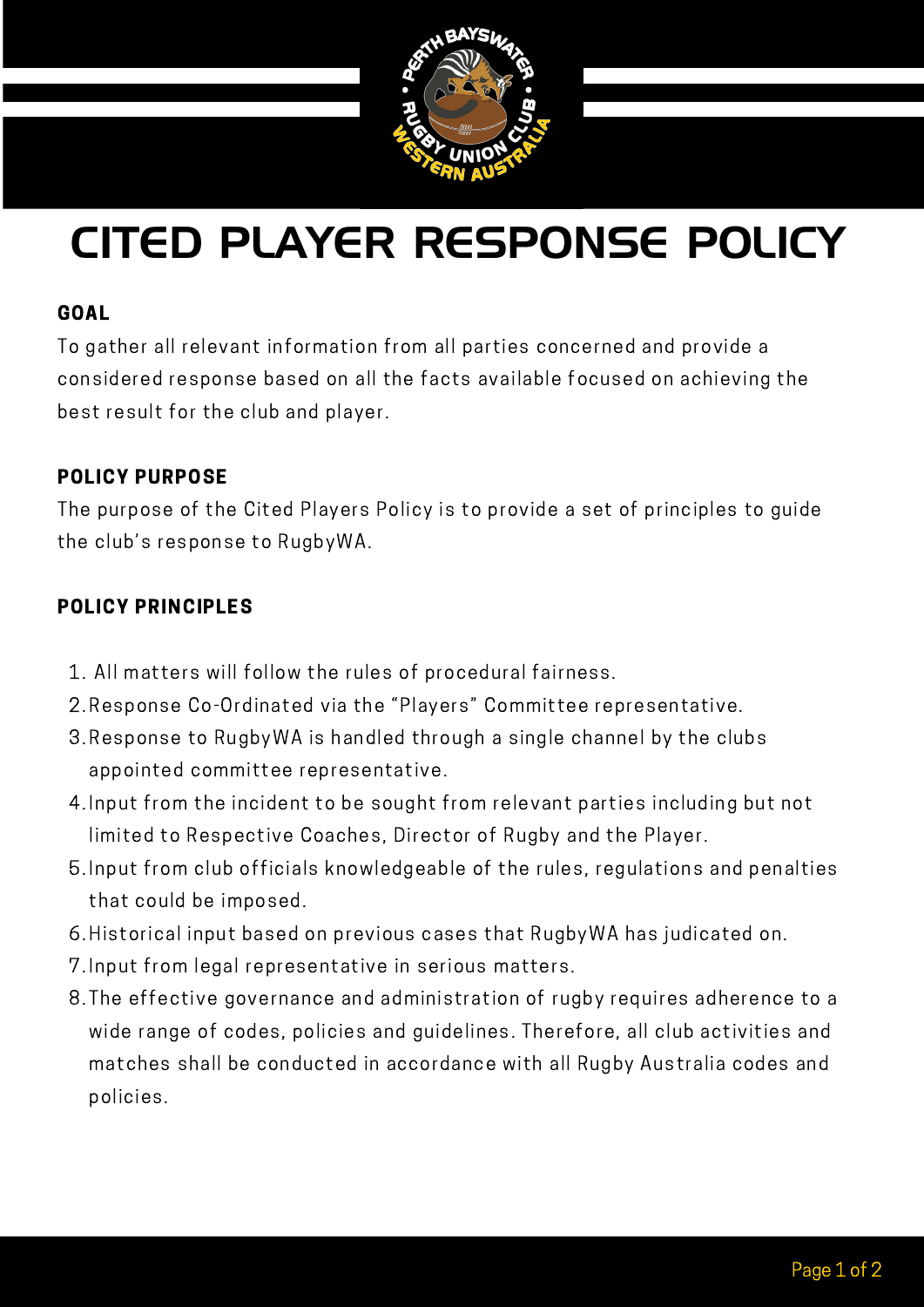# CITED PLAYER RESPONSE POLICY

## GOAL

To gather all relevant information from all parties concerned and provide a considered response based on all the facts available focused on achieving the best result for the club and player.

## POLICY PURPOSE

The purpose of the Cited Players Policy is to provide a set of principles to guide the club's response to RugbyWA.

## POLICY PRINCIPLES

1. All matters will follow the rules of procedural fairness.
2. Response Co-Ordinated via the "Players" Committee representative.
3. Response to RugbyWA is handled through a single channel by the clubs appointed committee representative.
4. Input from the incident to be sought from relevant parties including but not limited to Respective Coaches, Director of Rugby and the Player.
5. Input from club officials knowledgeable of the rules, regulations and penalties that could be imposed.
6. Historical input based on previous cases that RugbyWA has judicated on.
7. Input from legal representative in serious matters.
8. The effective governance and administration of rugby requires adherence to a wide range of codes, policies and guidelines. Therefore, all club activities and matches shall be conducted in accordance with all Rugby Australia codes and policies.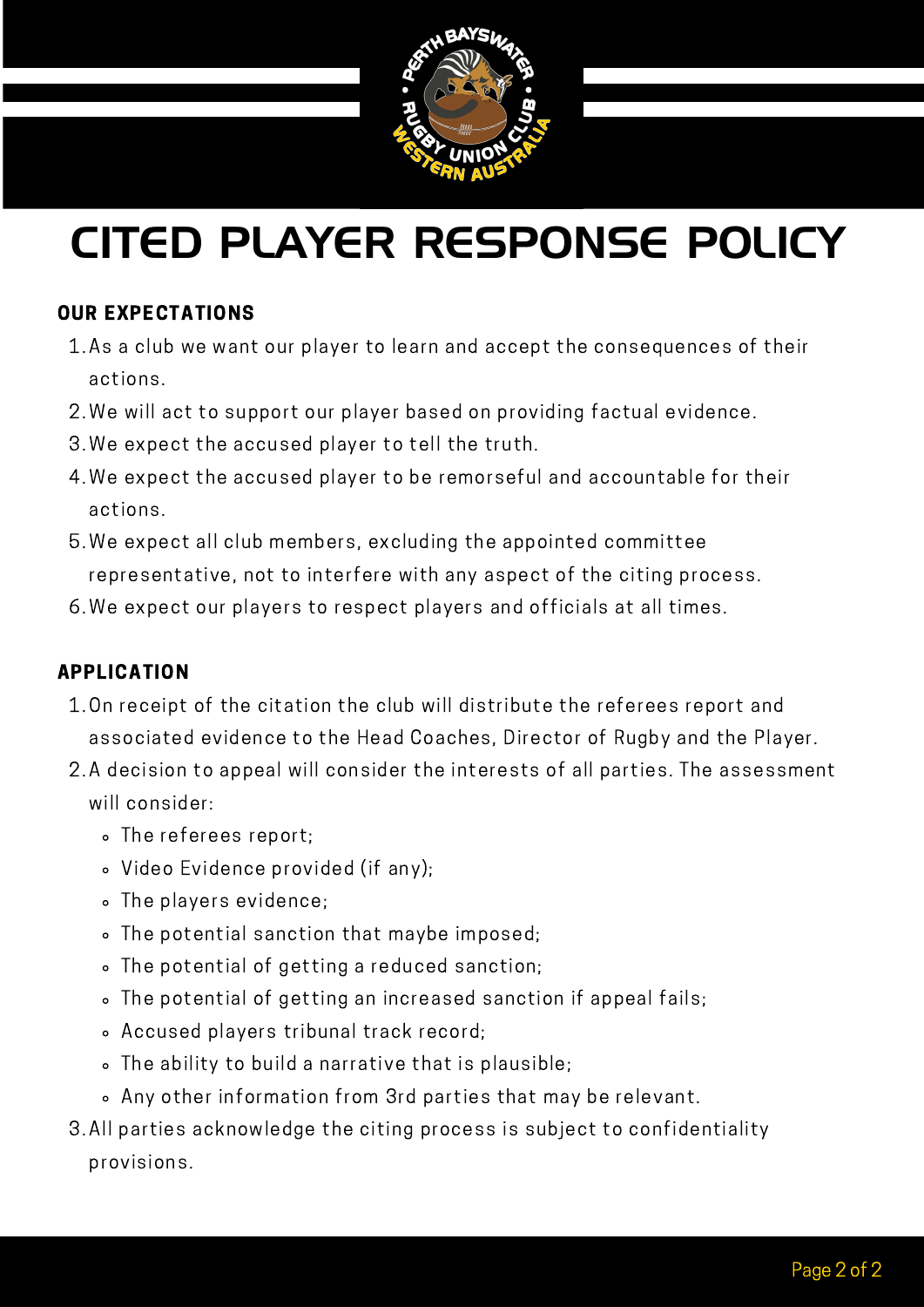# CITED PLAYER RESPONSE POLICY

## OUR EXPECTATIONS

1. As a club we want our player to learn and accept the consequences of their actions.
2. We will act to support our player based on providing factual evidence.
3. We expect the accused player to tell the truth.
4. We expect the accused player to be remorseful and accountable for their actions.
5. We expect all club members, excluding the appointed committee representative, not to interfere with any aspect of the citing process.
6. We expect our players to respect players and officials at all times.

## APPLICATION

1. On receipt of the citation the club will distribute the referees report and associated evidence to the Head Coaches, Director of Rugby and the Player.
2. A decision to appeal will consider the interests of all parties. The assessment will consider:
   - The referees report;
   - Video Evidence provided (if any);
   - The players evidence;
   - The potential sanction that maybe imposed;
   - The potential of getting a reduced sanction;
   - The potential of getting an increased sanction if appeal fails;
   - Accused players tribunal track record;
   - The ability to build a narrative that is plausible;
   - Any other information from 3rd parties that may be relevant.
3. All parties acknowledge the citing process is subject to confidentiality provisions.